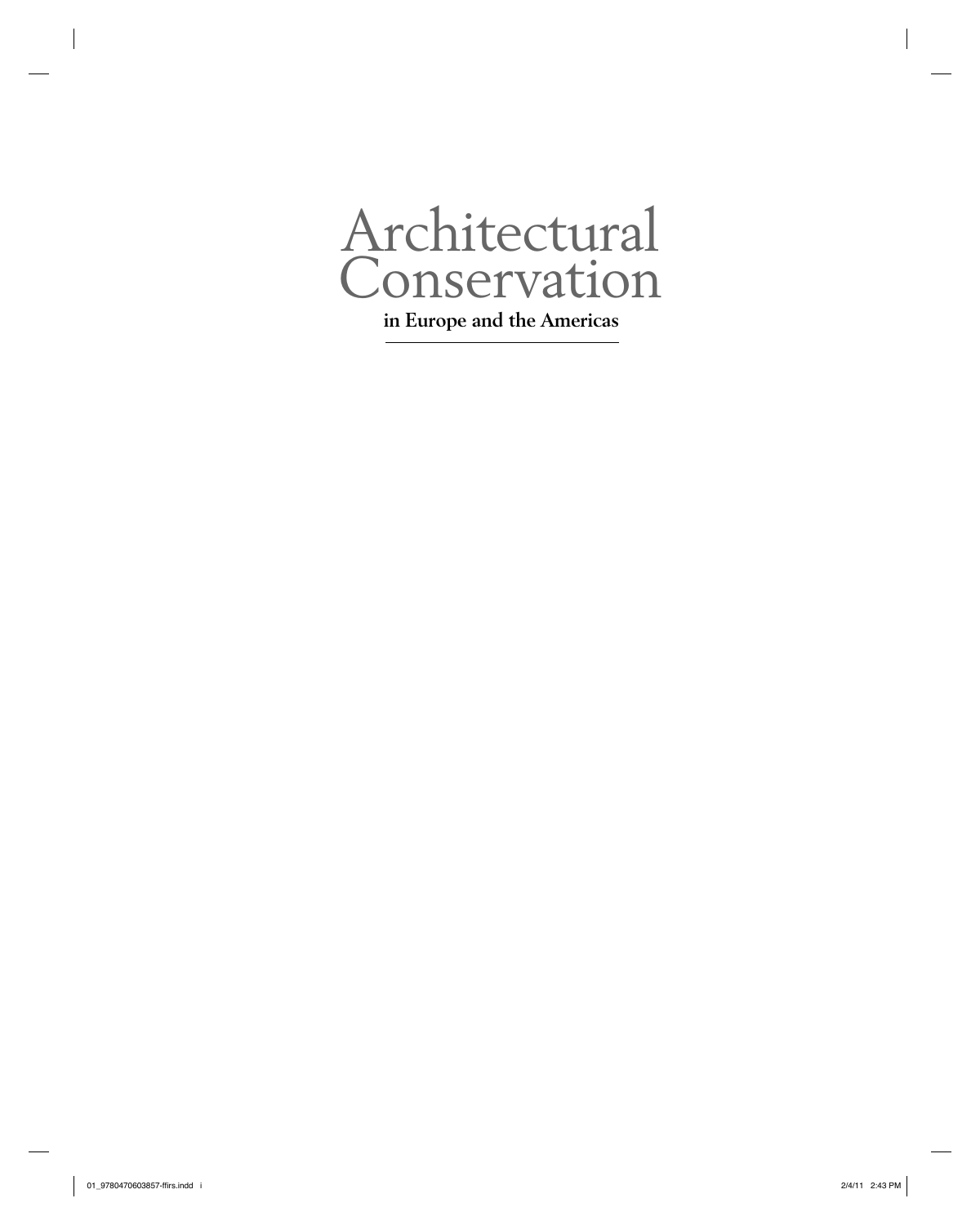# Architectural Conservation

**in Europe and the Americas**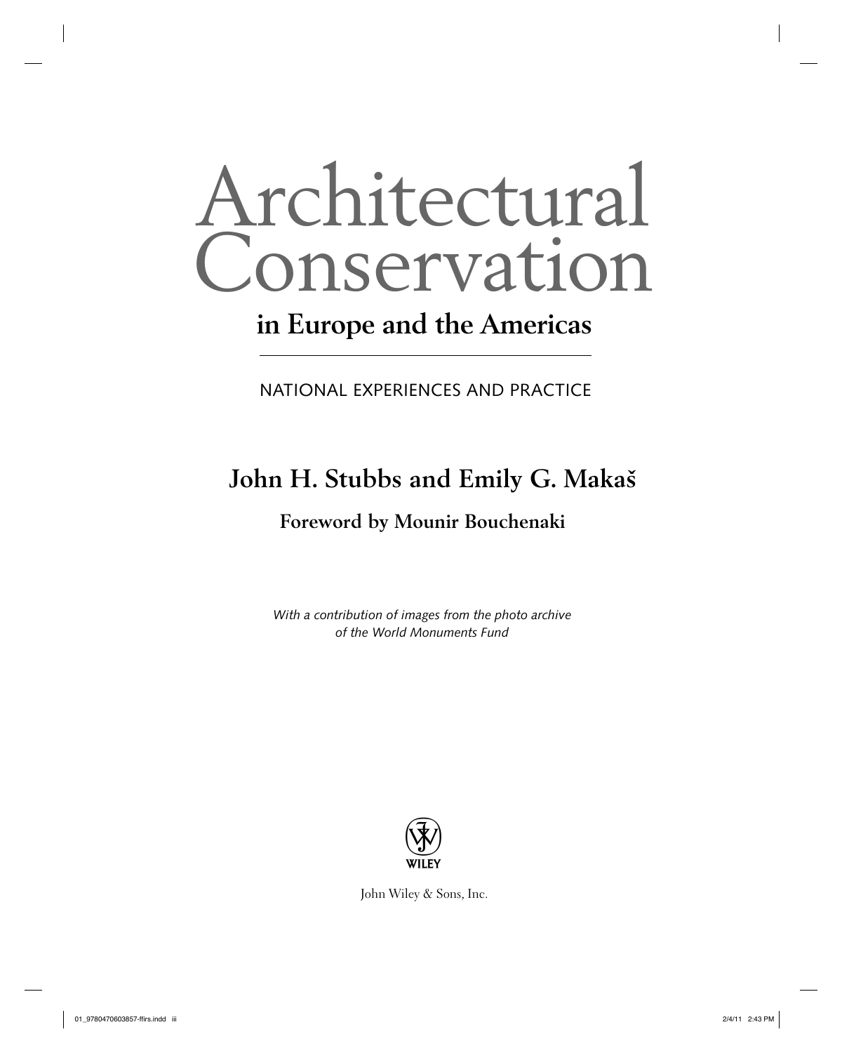# Architectural Conservation

## in Europe and the Americas

NATIONAL EXPERIENCES AND PRACTICE

**John H. Stubbs and Emily G. Makaš**

**Foreword by Mounir Bouchenaki**

*With a contribution of images from the photo archive of the World Monuments Fund*

WILEY

John Wiley & Sons, Inc.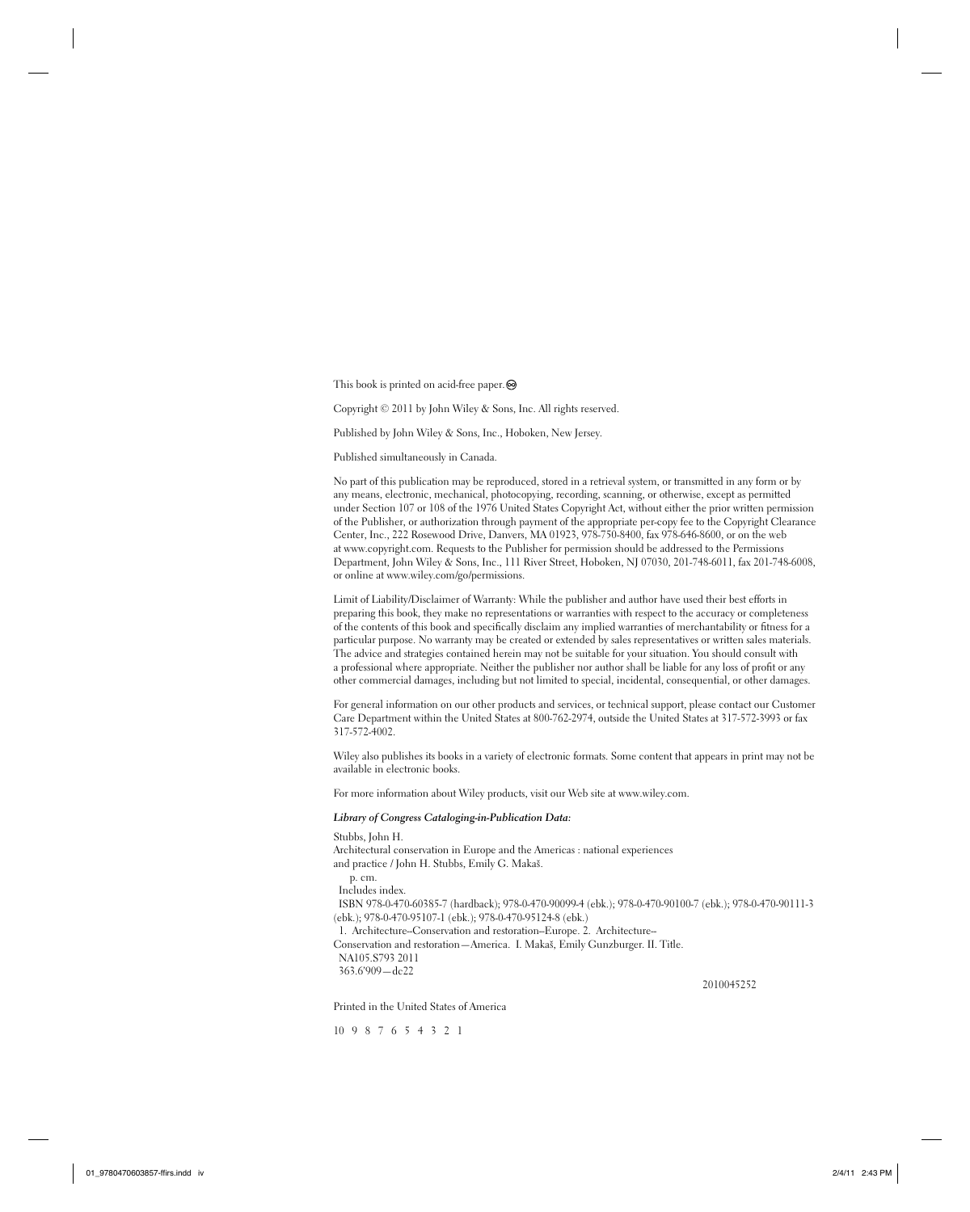This book is printed on acid-free paper. ♾

Copyright © 2011 by John Wiley & Sons, Inc. All rights reserved.

Published by John Wiley & Sons, Inc., Hoboken, New Jersey.

Published simultaneously in Canada.

No part of this publication may be reproduced, stored in a retrieval system, or transmitted in any form or by any means, electronic, mechanical, photocopying, recording, scanning, or otherwise, except as permitted under Section 107 or 108 of the 1976 United States Copyright Act, without either the prior written permission of the Publisher, or authorization through payment of the appropriate per-copy fee to the Copyright Clearance Center, Inc., 222 Rosewood Drive, Danvers, MA 01923, 978-750-8400, fax 978-646-8600, or on the web at www.copyright.com. Requests to the Publisher for permission should be addressed to the Permissions Department, John Wiley & Sons, Inc., 111 River Street, Hoboken, NJ 07030, 201-748-6011, fax 201-748-6008, or online at www.wiley.com/go/permissions.

Limit of Liability/Disclaimer of Warranty: While the publisher and author have used their best efforts in preparing this book, they make no representations or warranties with respect to the accuracy or completeness of the contents of this book and specifically disclaim any implied warranties of merchantability or fitness for a particular purpose. No warranty may be created or extended by sales representatives or written sales materials. The advice and strategies contained herein may not be suitable for your situation. You should consult with a professional where appropriate. Neither the publisher nor author shall be liable for any loss of profit or any other commercial damages, including but not limited to special, incidental, consequential, or other damages.

For general information on our other products and services, or technical support, please contact our Customer Care Department within the United States at 800-762-2974, outside the United States at 317-572-3993 or fax 317-572-4002.

Wiley also publishes its books in a variety of electronic formats. Some content that appears in print may not be available in electronic books.

For more information about Wiley products, visit our Web site at www.wiley.com.

***Library of Congress Cataloging-in-Publication Data:***

Stubbs, John H.  
Architectural conservation in Europe and the Americas : national experiences and practice / John H. Stubbs, Emily G. Makaš.  
p. cm.  
Includes index.  
ISBN 978-0-470-60385-7 (hardback); 978-0-470-90099-4 (ebk.); 978-0-470-90100-7 (ebk.); 978-0-470-90111-3 (ebk.); 978-0-470-95107-1 (ebk.); 978-0-470-95124-8 (ebk.)  
1. Architecture–Conservation and restoration–Europe. 2. Architecture–Conservation and restoration—America. I. Makaš, Emily Gunzburger. II. Title.  
NA105.S793 2011  
363.6'909—dc22

2010045252

Printed in the United States of America

10 9 8 7 6 5 4 3 2 1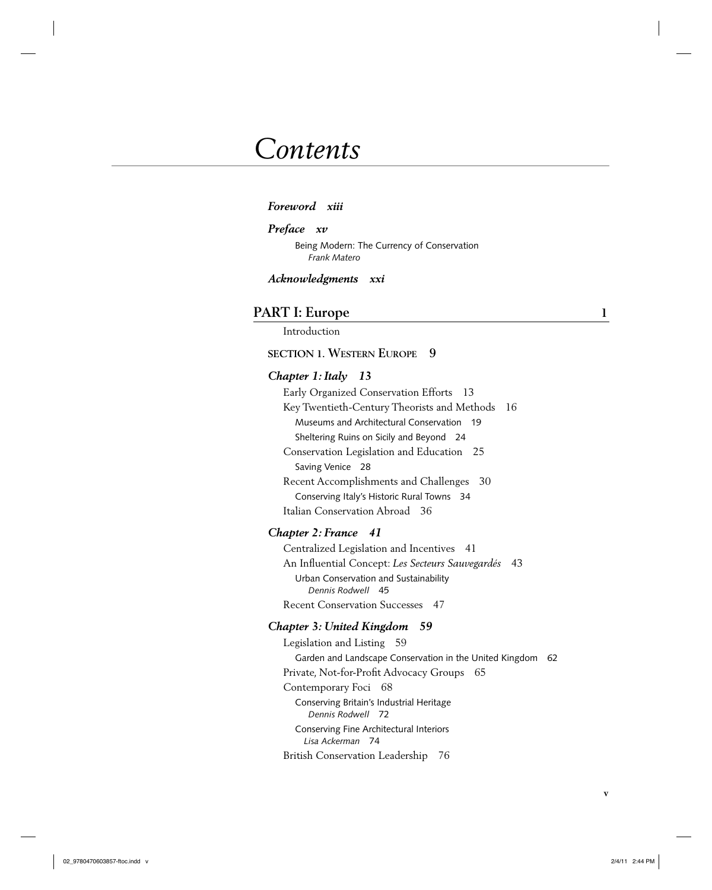# Contents

***Foreword xiii***

***Preface xv***

Being Modern: The Currency of Conservation
*Frank Matero*

***Acknowledgments xxi***

## PART I: Europe 1

Introduction

### SECTION 1. WESTERN EUROPE 9

***Chapter 1: Italy 13***

Early Organized Conservation Efforts 13
Key Twentieth-Century Theorists and Methods 16
Museums and Architectural Conservation 19
Sheltering Ruins on Sicily and Beyond 24
Conservation Legislation and Education 25
Saving Venice 28
Recent Accomplishments and Challenges 30
Conserving Italy's Historic Rural Towns 34
Italian Conservation Abroad 36

***Chapter 2: France 41***

Centralized Legislation and Incentives 41
An Influential Concept: *Les Secteurs Sauvegardés* 43
Urban Conservation and Sustainability
*Dennis Rodwell* 45
Recent Conservation Successes 47

***Chapter 3: United Kingdom 59***

Legislation and Listing 59
Garden and Landscape Conservation in the United Kingdom 62
Private, Not-for-Profit Advocacy Groups 65
Contemporary Foci 68
Conserving Britain's Industrial Heritage
*Dennis Rodwell* 72
Conserving Fine Architectural Interiors
*Lisa Ackerman* 74
British Conservation Leadership 76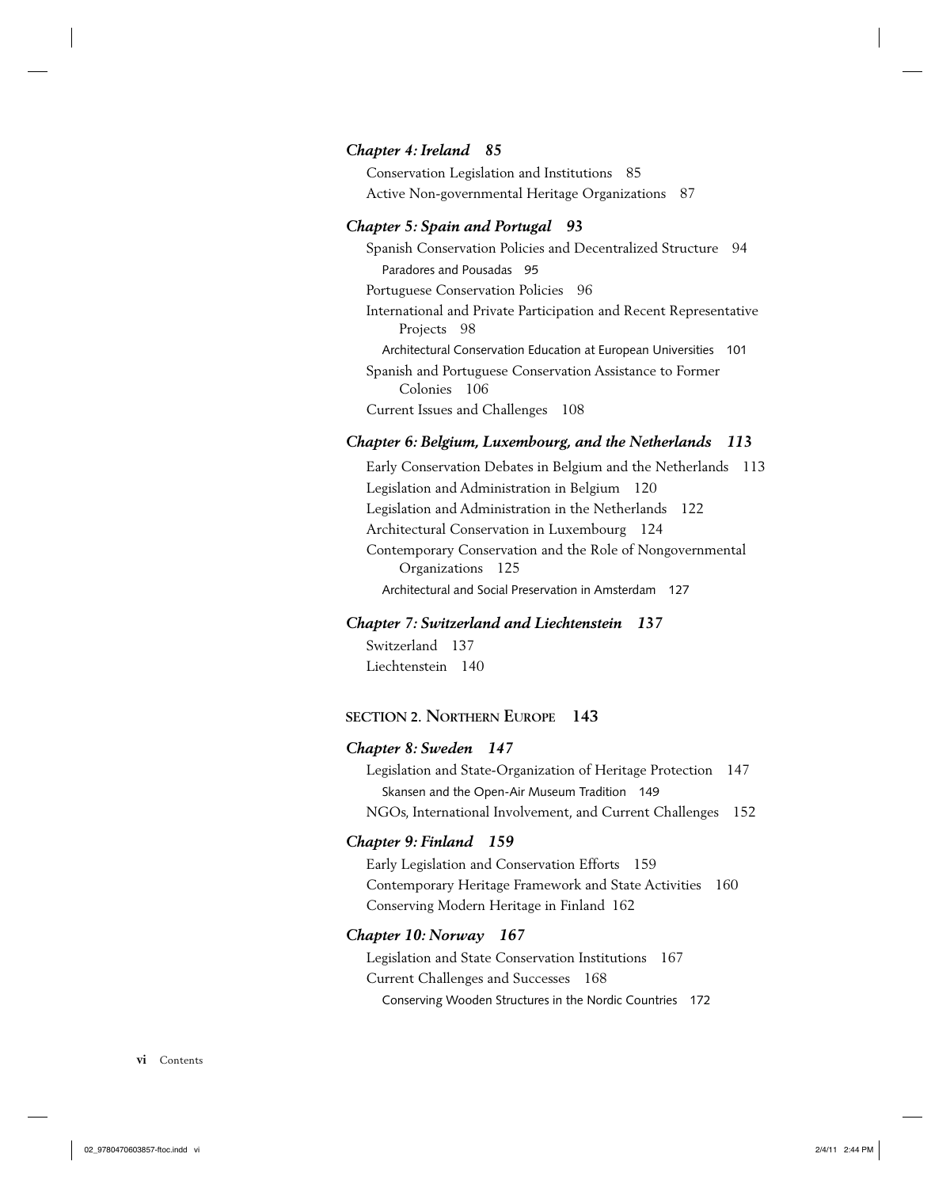***Chapter 4: Ireland 85***

Conservation Legislation and Institutions 85

Active Non-governmental Heritage Organizations 87

***Chapter 5: Spain and Portugal 93***

Spanish Conservation Policies and Decentralized Structure 94

Paradores and Pousadas 95

Portuguese Conservation Policies 96

International and Private Participation and Recent Representative Projects 98

Architectural Conservation Education at European Universities 101

Spanish and Portuguese Conservation Assistance to Former Colonies 106

Current Issues and Challenges 108

***Chapter 6: Belgium, Luxembourg, and the Netherlands 113***

Early Conservation Debates in Belgium and the Netherlands 113

Legislation and Administration in Belgium 120

Legislation and Administration in the Netherlands 122

Architectural Conservation in Luxembourg 124

Contemporary Conservation and the Role of Nongovernmental Organizations 125

Architectural and Social Preservation in Amsterdam 127

***Chapter 7: Switzerland and Liechtenstein 137***

Switzerland 137

Liechtenstein 140

**SECTION 2. NORTHERN EUROPE 143**

***Chapter 8: Sweden 147***

Legislation and State-Organization of Heritage Protection 147

Skansen and the Open-Air Museum Tradition 149

NGOs, International Involvement, and Current Challenges 152

***Chapter 9: Finland 159***

Early Legislation and Conservation Efforts 159

Contemporary Heritage Framework and State Activities 160

Conserving Modern Heritage in Finland 162

***Chapter 10: Norway 167***

Legislation and State Conservation Institutions 167

Current Challenges and Successes 168

Conserving Wooden Structures in the Nordic Countries 172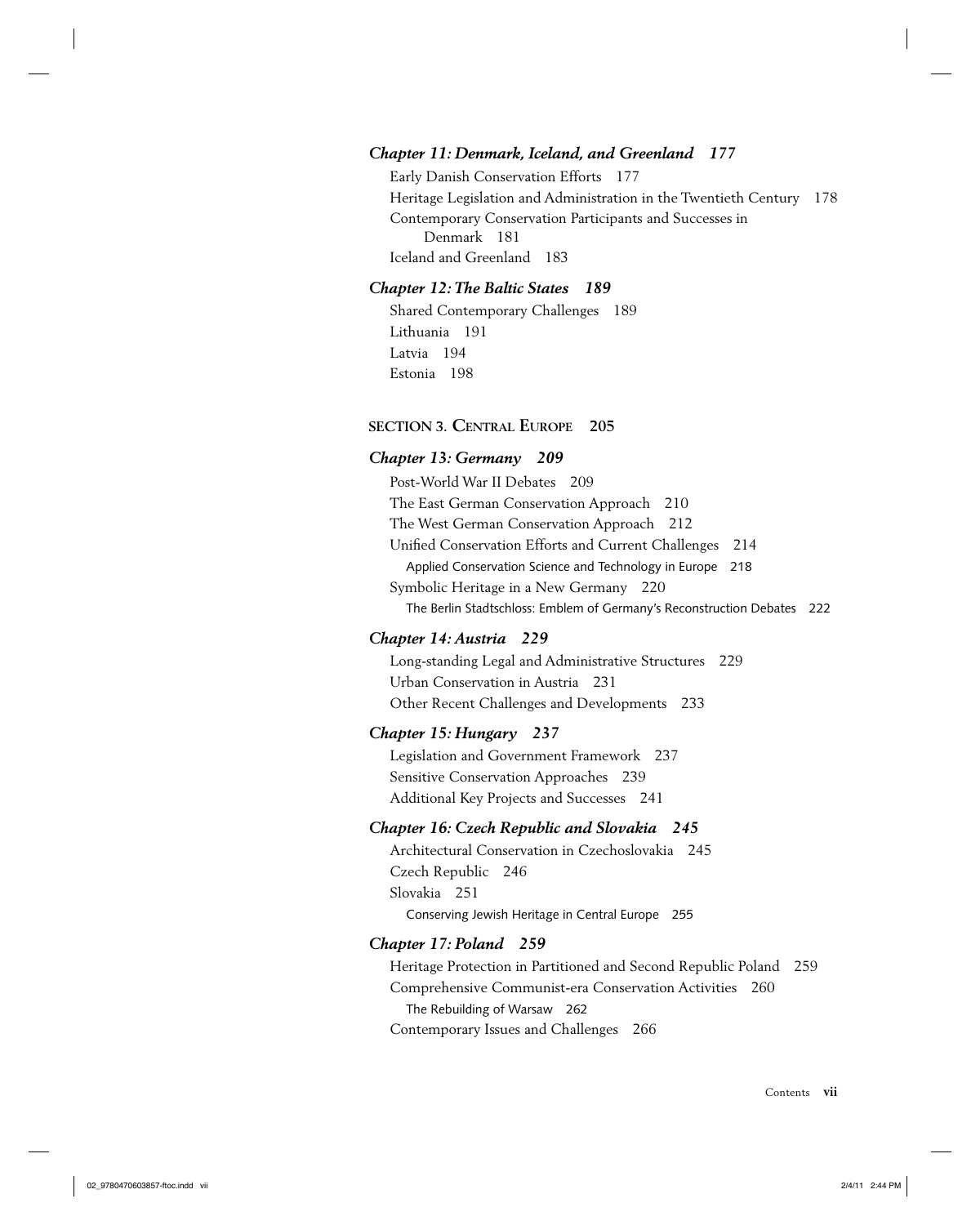***Chapter 11: Denmark, Iceland, and Greenland 177***

Early Danish Conservation Efforts 177
Heritage Legislation and Administration in the Twentieth Century 178
Contemporary Conservation Participants and Successes in Denmark 181
Iceland and Greenland 183

***Chapter 12: The Baltic States 189***

Shared Contemporary Challenges 189
Lithuania 191
Latvia 194
Estonia 198

**SECTION 3. CENTRAL EUROPE 205**

***Chapter 13: Germany 209***

Post-World War II Debates 209
The East German Conservation Approach 210
The West German Conservation Approach 212
Unified Conservation Efforts and Current Challenges 214
- Applied Conservation Science and Technology in Europe 218

Symbolic Heritage in a New Germany 220
- The Berlin Stadtschloss: Emblem of Germany's Reconstruction Debates 222

***Chapter 14: Austria 229***

Long-standing Legal and Administrative Structures 229
Urban Conservation in Austria 231
Other Recent Challenges and Developments 233

***Chapter 15: Hungary 237***

Legislation and Government Framework 237
Sensitive Conservation Approaches 239
Additional Key Projects and Successes 241

***Chapter 16: Czech Republic and Slovakia 245***

Architectural Conservation in Czechoslovakia 245
Czech Republic 246
Slovakia 251
- Conserving Jewish Heritage in Central Europe 255

***Chapter 17: Poland 259***

Heritage Protection in Partitioned and Second Republic Poland 259
Comprehensive Communist-era Conservation Activities 260
- The Rebuilding of Warsaw 262

Contemporary Issues and Challenges 266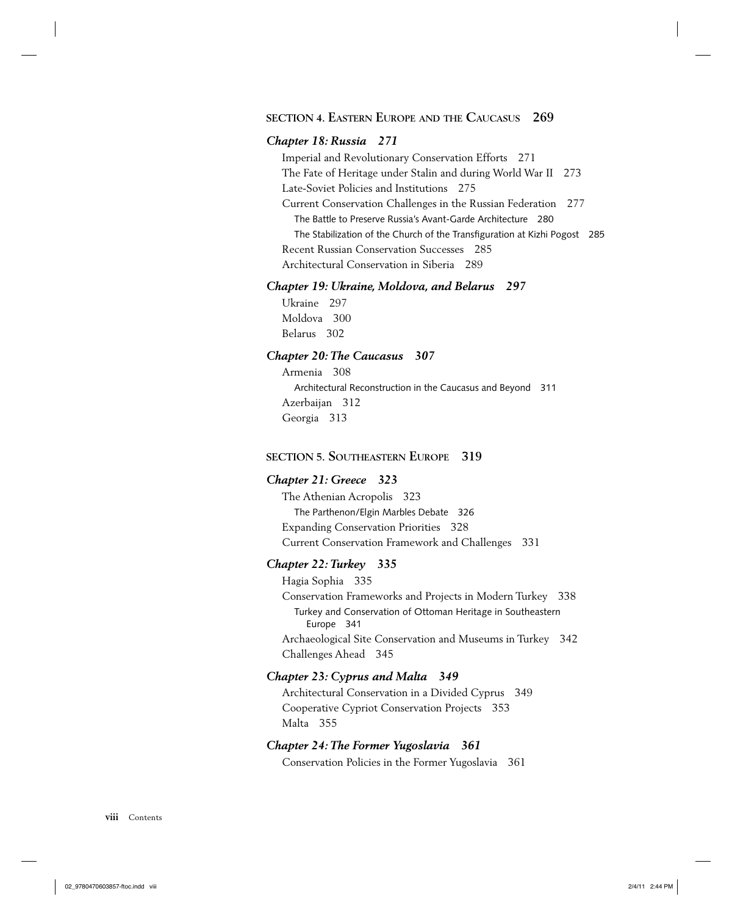## SECTION 4. Eastern Europe and the Caucasus 269

### *Chapter 18: Russia 271*

Imperial and Revolutionary Conservation Efforts 271
The Fate of Heritage under Stalin and during World War II 273
Late-Soviet Policies and Institutions 275
Current Conservation Challenges in the Russian Federation 277
- The Battle to Preserve Russia's Avant-Garde Architecture 280
- The Stabilization of the Church of the Transfiguration at Kizhi Pogost 285

Recent Russian Conservation Successes 285
Architectural Conservation in Siberia 289

### *Chapter 19: Ukraine, Moldova, and Belarus 297*

Ukraine 297
Moldova 300
Belarus 302

### *Chapter 20: The Caucasus 307*

Armenia 308
- Architectural Reconstruction in the Caucasus and Beyond 311

Azerbaijan 312
Georgia 313

## SECTION 5. Southeastern Europe 319

### *Chapter 21: Greece 323*

The Athenian Acropolis 323
- The Parthenon/Elgin Marbles Debate 326

Expanding Conservation Priorities 328
Current Conservation Framework and Challenges 331

### *Chapter 22: Turkey 335*

Hagia Sophia 335
Conservation Frameworks and Projects in Modern Turkey 338
- Turkey and Conservation of Ottoman Heritage in Southeastern Europe 341

Archaeological Site Conservation and Museums in Turkey 342
Challenges Ahead 345

### *Chapter 23: Cyprus and Malta 349*

Architectural Conservation in a Divided Cyprus 349
Cooperative Cypriot Conservation Projects 353
Malta 355

### *Chapter 24: The Former Yugoslavia 361*

Conservation Policies in the Former Yugoslavia 361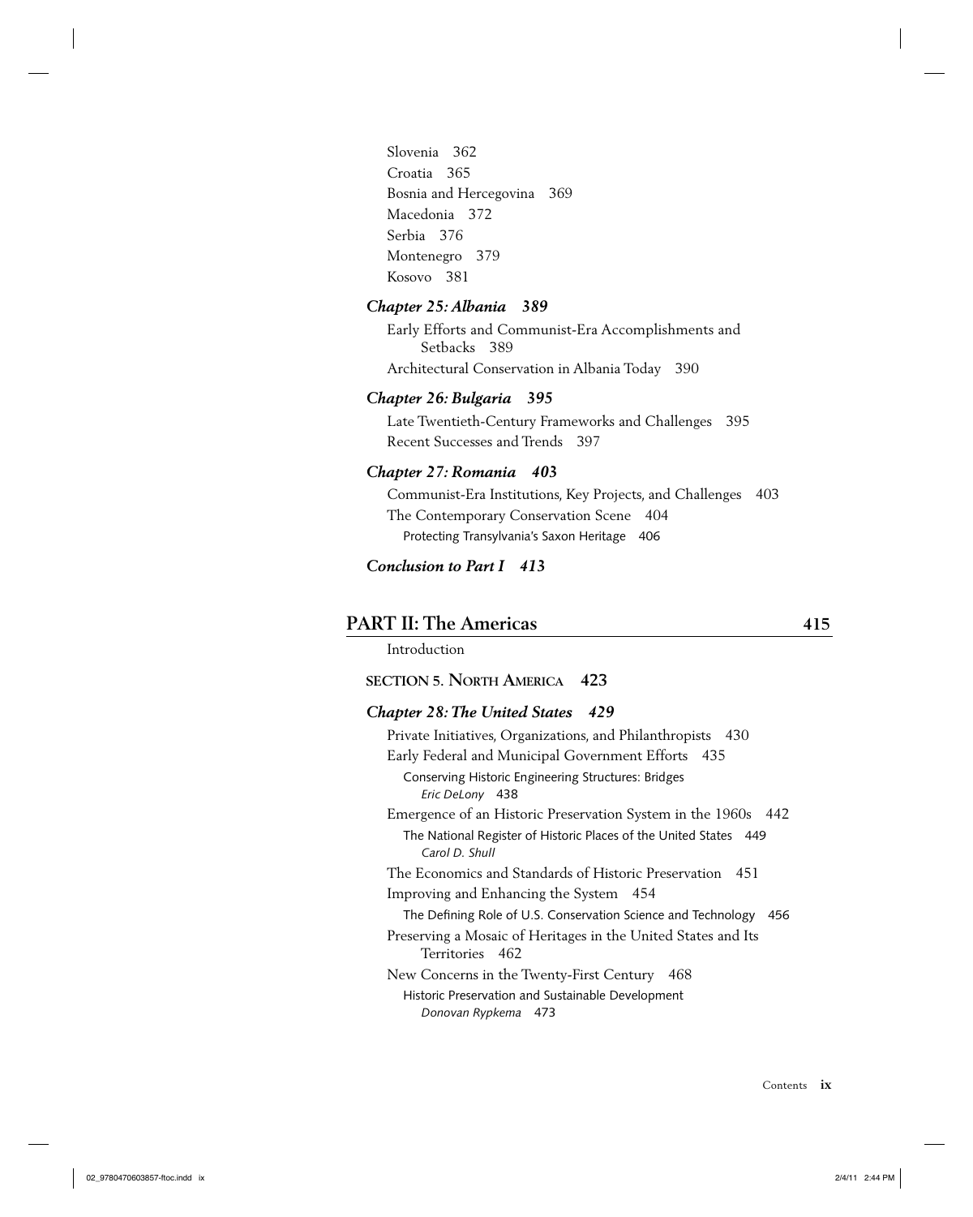Slovenia 362
Croatia 365
Bosnia and Hercegovina 369
Macedonia 372
Serbia 376
Montenegro 379
Kosovo 381

***Chapter 25: Albania 389***

Early Efforts and Communist-Era Accomplishments and Setbacks 389
Architectural Conservation in Albania Today 390

***Chapter 26: Bulgaria 395***

Late Twentieth-Century Frameworks and Challenges 395
Recent Successes and Trends 397

***Chapter 27: Romania 403***

Communist-Era Institutions, Key Projects, and Challenges 403
The Contemporary Conservation Scene 404
Protecting Transylvania's Saxon Heritage 406

***Conclusion to Part I 413***

## PART II: The Americas 415

Introduction

**SECTION 5. NORTH AMERICA 423**

***Chapter 28: The United States 429***

Private Initiatives, Organizations, and Philanthropists 430
Early Federal and Municipal Government Efforts 435
Conserving Historic Engineering Structures: Bridges
*Eric DeLony* 438
Emergence of an Historic Preservation System in the 1960s 442
The National Register of Historic Places of the United States 449
*Carol D. Shull*
The Economics and Standards of Historic Preservation 451
Improving and Enhancing the System 454
The Defining Role of U.S. Conservation Science and Technology 456
Preserving a Mosaic of Heritages in the United States and Its Territories 462
New Concerns in the Twenty-First Century 468
Historic Preservation and Sustainable Development
*Donovan Rypkema* 473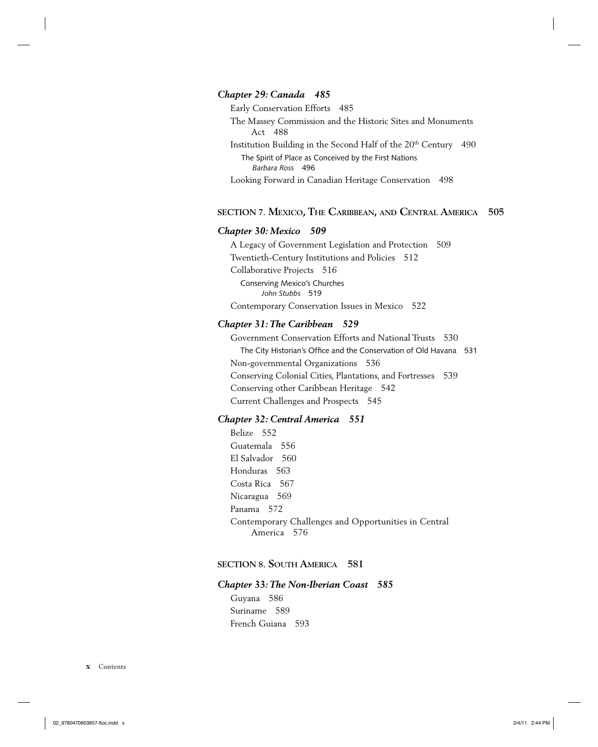### *Chapter 29: Canada 485*

Early Conservation Efforts 485

The Massey Commission and the Historic Sites and Monuments Act 488

Institution Building in the Second Half of the 20th Century 490

The Spirit of Place as Conceived by the First Nations
*Barbara Ross* 496

Looking Forward in Canadian Heritage Conservation 498

## SECTION 7. MEXICO, THE CARIBBEAN, AND CENTRAL AMERICA 505

### *Chapter 30: Mexico 509*

A Legacy of Government Legislation and Protection 509

Twentieth-Century Institutions and Policies 512

Collaborative Projects 516

Conserving Mexico's Churches
*John Stubbs* 519

Contemporary Conservation Issues in Mexico 522

### *Chapter 31: The Caribbean 529*

Government Conservation Efforts and National Trusts 530

The City Historian's Office and the Conservation of Old Havana 531

Non-governmental Organizations 536

Conserving Colonial Cities, Plantations, and Fortresses 539

Conserving other Caribbean Heritage 542

Current Challenges and Prospects 545

### *Chapter 32: Central America 551*

Belize 552

Guatemala 556

El Salvador 560

Honduras 563

Costa Rica 567

Nicaragua 569

Panama 572

Contemporary Challenges and Opportunities in Central America 576

## SECTION 8. SOUTH AMERICA 581

### *Chapter 33: The Non-Iberian Coast 585*

Guyana 586

Suriname 589

French Guiana 593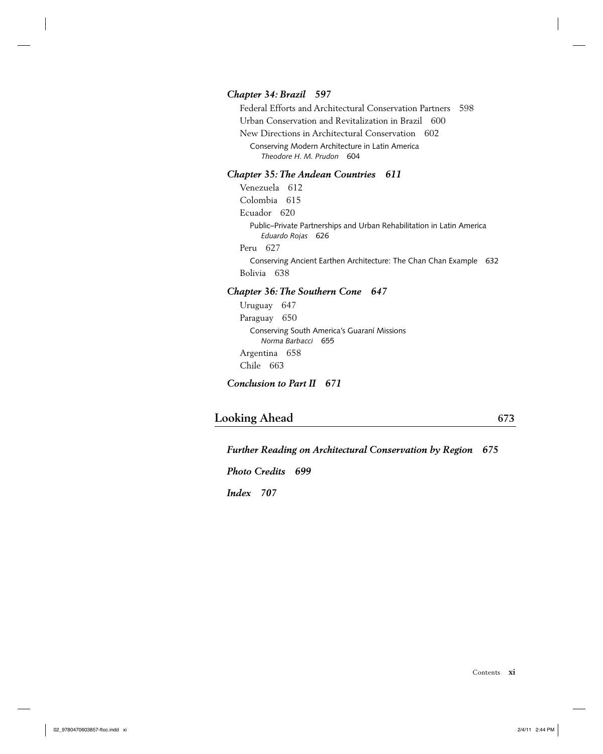***Chapter 34: Brazil 597***

Federal Efforts and Architectural Conservation Partners 598

Urban Conservation and Revitalization in Brazil 600

New Directions in Architectural Conservation 602

Conserving Modern Architecture in Latin America
*Theodore H. M. Prudon* 604

***Chapter 35: The Andean Countries 611***

Venezuela 612

Colombia 615

Ecuador 620

Public–Private Partnerships and Urban Rehabilitation in Latin America
*Eduardo Rojas* 626

Peru 627

Conserving Ancient Earthen Architecture: The Chan Chan Example 632

Bolivia 638

***Chapter 36: The Southern Cone 647***

Uruguay 647

Paraguay 650

Conserving South America's Guaraní Missions
*Norma Barbacci* 655

Argentina 658

Chile 663

***Conclusion to Part II 671***

## Looking Ahead 673

***Further Reading on Architectural Conservation by Region 675***

***Photo Credits 699***

***Index 707***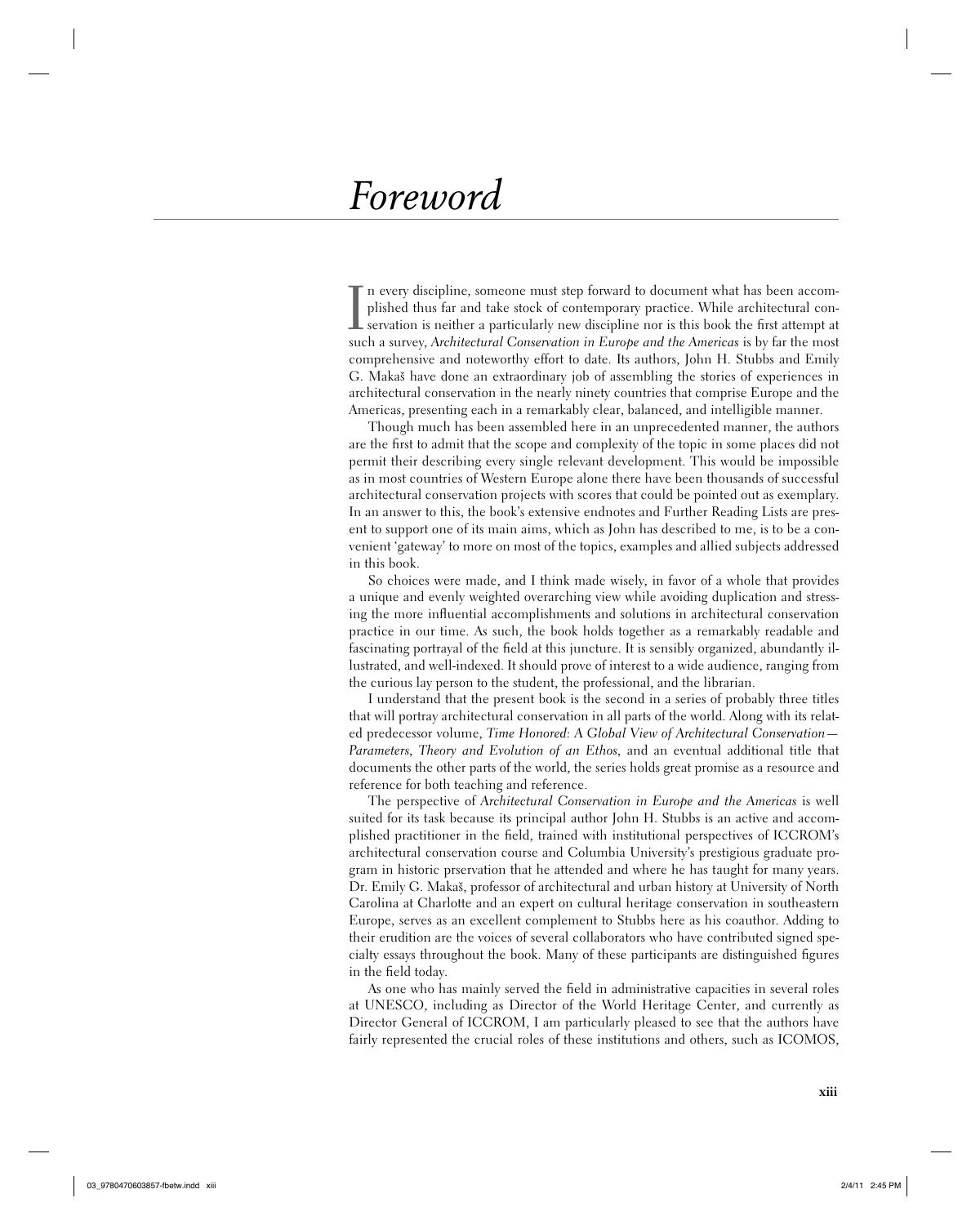# Foreword

In every discipline, someone must step forward to document what has been accomplished thus far and take stock of contemporary practice. While architectural conservation is neither a particularly new discipline nor is this book the first attempt at such a survey, *Architectural Conservation in Europe and the Americas* is by far the most comprehensive and noteworthy effort to date. Its authors, John H. Stubbs and Emily G. Makaš have done an extraordinary job of assembling the stories of experiences in architectural conservation in the nearly ninety countries that comprise Europe and the Americas, presenting each in a remarkably clear, balanced, and intelligible manner.

Though much has been assembled here in an unprecedented manner, the authors are the first to admit that the scope and complexity of the topic in some places did not permit their describing every single relevant development. This would be impossible as in most countries of Western Europe alone there have been thousands of successful architectural conservation projects with scores that could be pointed out as exemplary. In an answer to this, the book's extensive endnotes and Further Reading Lists are present to support one of its main aims, which as John has described to me, is to be a convenient 'gateway' to more on most of the topics, examples and allied subjects addressed in this book.

So choices were made, and I think made wisely, in favor of a whole that provides a unique and evenly weighted overarching view while avoiding duplication and stressing the more influential accomplishments and solutions in architectural conservation practice in our time. As such, the book holds together as a remarkably readable and fascinating portrayal of the field at this juncture. It is sensibly organized, abundantly illustrated, and well-indexed. It should prove of interest to a wide audience, ranging from the curious lay person to the student, the professional, and the librarian.

I understand that the present book is the second in a series of probably three titles that will portray architectural conservation in all parts of the world. Along with its related predecessor volume, *Time Honored: A Global View of Architectural Conservation—Parameters, Theory and Evolution of an Ethos*, and an eventual additional title that documents the other parts of the world, the series holds great promise as a resource and reference for both teaching and reference.

The perspective of *Architectural Conservation in Europe and the Americas* is well suited for its task because its principal author John H. Stubbs is an active and accomplished practitioner in the field, trained with institutional perspectives of ICCROM's architectural conservation course and Columbia University's prestigious graduate program in historic prservation that he attended and where he has taught for many years. Dr. Emily G. Makaš, professor of architectural and urban history at University of North Carolina at Charlotte and an expert on cultural heritage conservation in southeastern Europe, serves as an excellent complement to Stubbs here as his coauthor. Adding to their erudition are the voices of several collaborators who have contributed signed specialty essays throughout the book. Many of these participants are distinguished figures in the field today.

As one who has mainly served the field in administrative capacities in several roles at UNESCO, including as Director of the World Heritage Center, and currently as Director General of ICCROM, I am particularly pleased to see that the authors have fairly represented the crucial roles of these institutions and others, such as ICOMOS,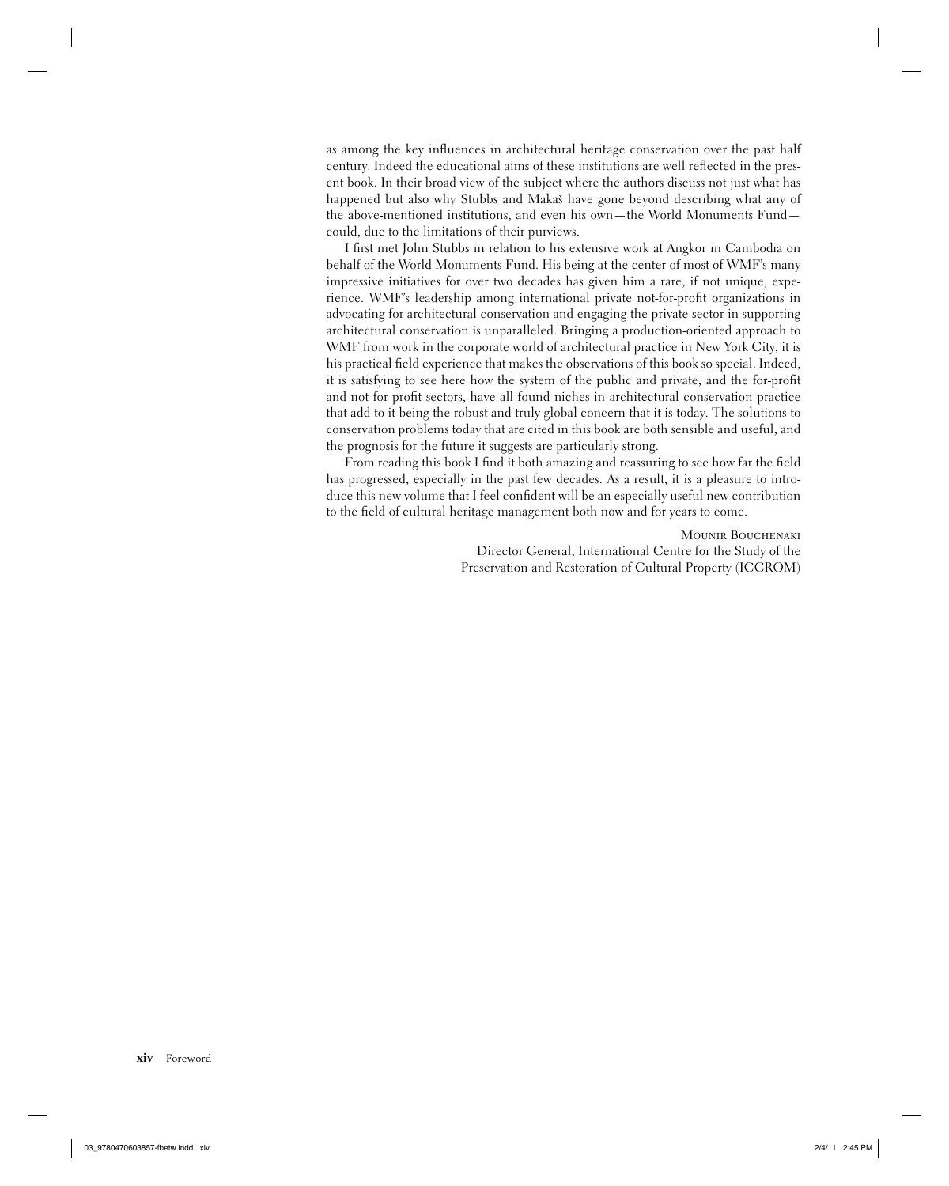as among the key influences in architectural heritage conservation over the past half century. Indeed the educational aims of these institutions are well reflected in the present book. In their broad view of the subject where the authors discuss not just what has happened but also why Stubbs and Makaš have gone beyond describing what any of the above-mentioned institutions, and even his own—the World Monuments Fund—could, due to the limitations of their purviews.

I first met John Stubbs in relation to his extensive work at Angkor in Cambodia on behalf of the World Monuments Fund. His being at the center of most of WMF's many impressive initiatives for over two decades has given him a rare, if not unique, experience. WMF's leadership among international private not-for-profit organizations in advocating for architectural conservation and engaging the private sector in supporting architectural conservation is unparalleled. Bringing a production-oriented approach to WMF from work in the corporate world of architectural practice in New York City, it is his practical field experience that makes the observations of this book so special. Indeed, it is satisfying to see here how the system of the public and private, and the for-profit and not for profit sectors, have all found niches in architectural conservation practice that add to it being the robust and truly global concern that it is today. The solutions to conservation problems today that are cited in this book are both sensible and useful, and the prognosis for the future it suggests are particularly strong.

From reading this book I find it both amazing and reassuring to see how far the field has progressed, especially in the past few decades. As a result, it is a pleasure to introduce this new volume that I feel confident will be an especially useful new contribution to the field of cultural heritage management both now and for years to come.

Mounir Bouchenaki  
Director General, International Centre for the Study of the Preservation and Restoration of Cultural Property (ICCROM)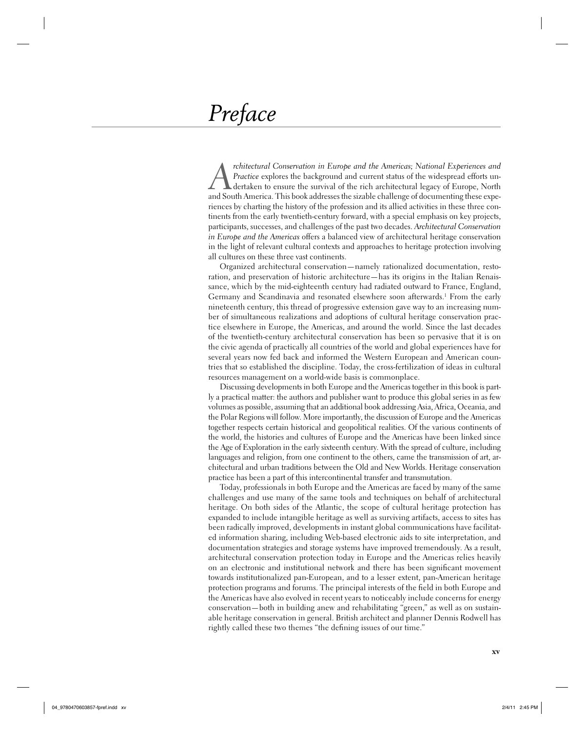# *Preface*

*Architectural Conservation in Europe and the Americas; National Experiences and Practice* explores the background and current status of the widespread efforts undertaken to ensure the survival of the rich architectural legacy of Europe, North and South America. This book addresses the sizable challenge of documenting these experiences by charting the history of the profession and its allied activities in these three continents from the early twentieth-century forward, with a special emphasis on key projects, participants, successes, and challenges of the past two decades. *Architectural Conservation in Europe and the Americas* offers a balanced view of architectural heritage conservation in the light of relevant cultural contexts and approaches to heritage protection involving all cultures on these three vast continents.

Organized architectural conservation—namely rationalized documentation, restoration, and preservation of historic architecture—has its origins in the Italian Renaissance, which by the mid-eighteenth century had radiated outward to France, England, Germany and Scandinavia and resonated elsewhere soon afterwards.[1] From the early nineteenth century, this thread of progressive extension gave way to an increasing number of simultaneous realizations and adoptions of cultural heritage conservation practice elsewhere in Europe, the Americas, and around the world. Since the last decades of the twentieth-century architectural conservation has been so pervasive that it is on the civic agenda of practically all countries of the world and global experiences have for several years now fed back and informed the Western European and American countries that so established the discipline. Today, the cross-fertilization of ideas in cultural resources management on a world-wide basis is commonplace.

Discussing developments in both Europe and the Americas together in this book is partly a practical matter: the authors and publisher want to produce this global series in as few volumes as possible, assuming that an additional book addressing Asia, Africa, Oceania, and the Polar Regions will follow. More importantly, the discussion of Europe and the Americas together respects certain historical and geopolitical realities. Of the various continents of the world, the histories and cultures of Europe and the Americas have been linked since the Age of Exploration in the early sixteenth century. With the spread of culture, including languages and religion, from one continent to the others, came the transmission of art, architectural and urban traditions between the Old and New Worlds. Heritage conservation practice has been a part of this intercontinental transfer and transmutation.

Today, professionals in both Europe and the Americas are faced by many of the same challenges and use many of the same tools and techniques on behalf of architectural heritage. On both sides of the Atlantic, the scope of cultural heritage protection has expanded to include intangible heritage as well as surviving artifacts, access to sites has been radically improved, developments in instant global communications have facilitated information sharing, including Web-based electronic aids to site interpretation, and documentation strategies and storage systems have improved tremendously. As a result, architectural conservation protection today in Europe and the Americas relies heavily on an electronic and institutional network and there has been significant movement towards institutionalized pan-European, and to a lesser extent, pan-American heritage protection programs and forums. The principal interests of the field in both Europe and the Americas have also evolved in recent years to noticeably include concerns for energy conservation—both in building anew and rehabilitating "green," as well as on sustainable heritage conservation in general. British architect and planner Dennis Rodwell has rightly called these two themes "the defining issues of our time."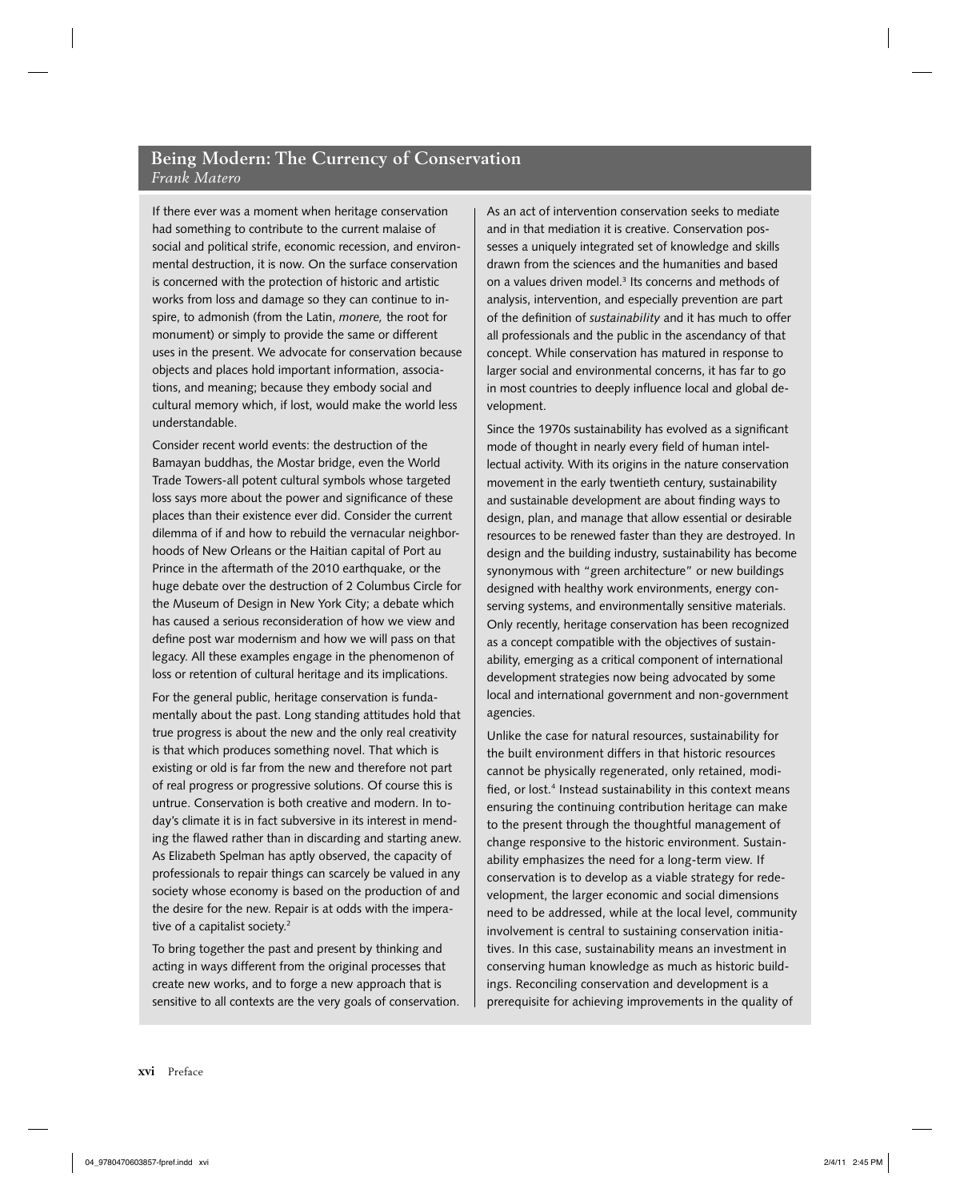## Being Modern: The Currency of Conservation

*Frank Matero*

If there ever was a moment when heritage conservation had something to contribute to the current malaise of social and political strife, economic recession, and environmental destruction, it is now. On the surface conservation is concerned with the protection of historic and artistic works from loss and damage so they can continue to inspire, to admonish (from the Latin, *monere,* the root for monument) or simply to provide the same or different uses in the present. We advocate for conservation because objects and places hold important information, associations, and meaning; because they embody social and cultural memory which, if lost, would make the world less understandable.

Consider recent world events: the destruction of the Bamayan buddhas, the Mostar bridge, even the World Trade Towers-all potent cultural symbols whose targeted loss says more about the power and significance of these places than their existence ever did. Consider the current dilemma of if and how to rebuild the vernacular neighborhoods of New Orleans or the Haitian capital of Port au Prince in the aftermath of the 2010 earthquake, or the huge debate over the destruction of 2 Columbus Circle for the Museum of Design in New York City; a debate which has caused a serious reconsideration of how we view and define post war modernism and how we will pass on that legacy. All these examples engage in the phenomenon of loss or retention of cultural heritage and its implications.

For the general public, heritage conservation is fundamentally about the past. Long standing attitudes hold that true progress is about the new and the only real creativity is that which produces something novel. That which is existing or old is far from the new and therefore not part of real progress or progressive solutions. Of course this is untrue. Conservation is both creative and modern. In today's climate it is in fact subversive in its interest in mending the flawed rather than in discarding and starting anew. As Elizabeth Spelman has aptly observed, the capacity of professionals to repair things can scarcely be valued in any society whose economy is based on the production of and the desire for the new. Repair is at odds with the imperative of a capitalist society.[2]

To bring together the past and present by thinking and acting in ways different from the original processes that create new works, and to forge a new approach that is sensitive to all contexts are the very goals of conservation. As an act of intervention conservation seeks to mediate and in that mediation it is creative. Conservation possesses a uniquely integrated set of knowledge and skills drawn from the sciences and the humanities and based on a values driven model.[3] Its concerns and methods of analysis, intervention, and especially prevention are part of the definition of *sustainability* and it has much to offer all professionals and the public in the ascendancy of that concept. While conservation has matured in response to larger social and environmental concerns, it has far to go in most countries to deeply influence local and global development.

Since the 1970s sustainability has evolved as a significant mode of thought in nearly every field of human intellectual activity. With its origins in the nature conservation movement in the early twentieth century, sustainability and sustainable development are about finding ways to design, plan, and manage that allow essential or desirable resources to be renewed faster than they are destroyed. In design and the building industry, sustainability has become synonymous with "green architecture" or new buildings designed with healthy work environments, energy conserving systems, and environmentally sensitive materials. Only recently, heritage conservation has been recognized as a concept compatible with the objectives of sustainability, emerging as a critical component of international development strategies now being advocated by some local and international government and non-government agencies.

Unlike the case for natural resources, sustainability for the built environment differs in that historic resources cannot be physically regenerated, only retained, modified, or lost.[4] Instead sustainability in this context means ensuring the continuing contribution heritage can make to the present through the thoughtful management of change responsive to the historic environment. Sustainability emphasizes the need for a long-term view. If conservation is to develop as a viable strategy for redevelopment, the larger economic and social dimensions need to be addressed, while at the local level, community involvement is central to sustaining conservation initiatives. In this case, sustainability means an investment in conserving human knowledge as much as historic buildings. Reconciling conservation and development is a prerequisite for achieving improvements in the quality of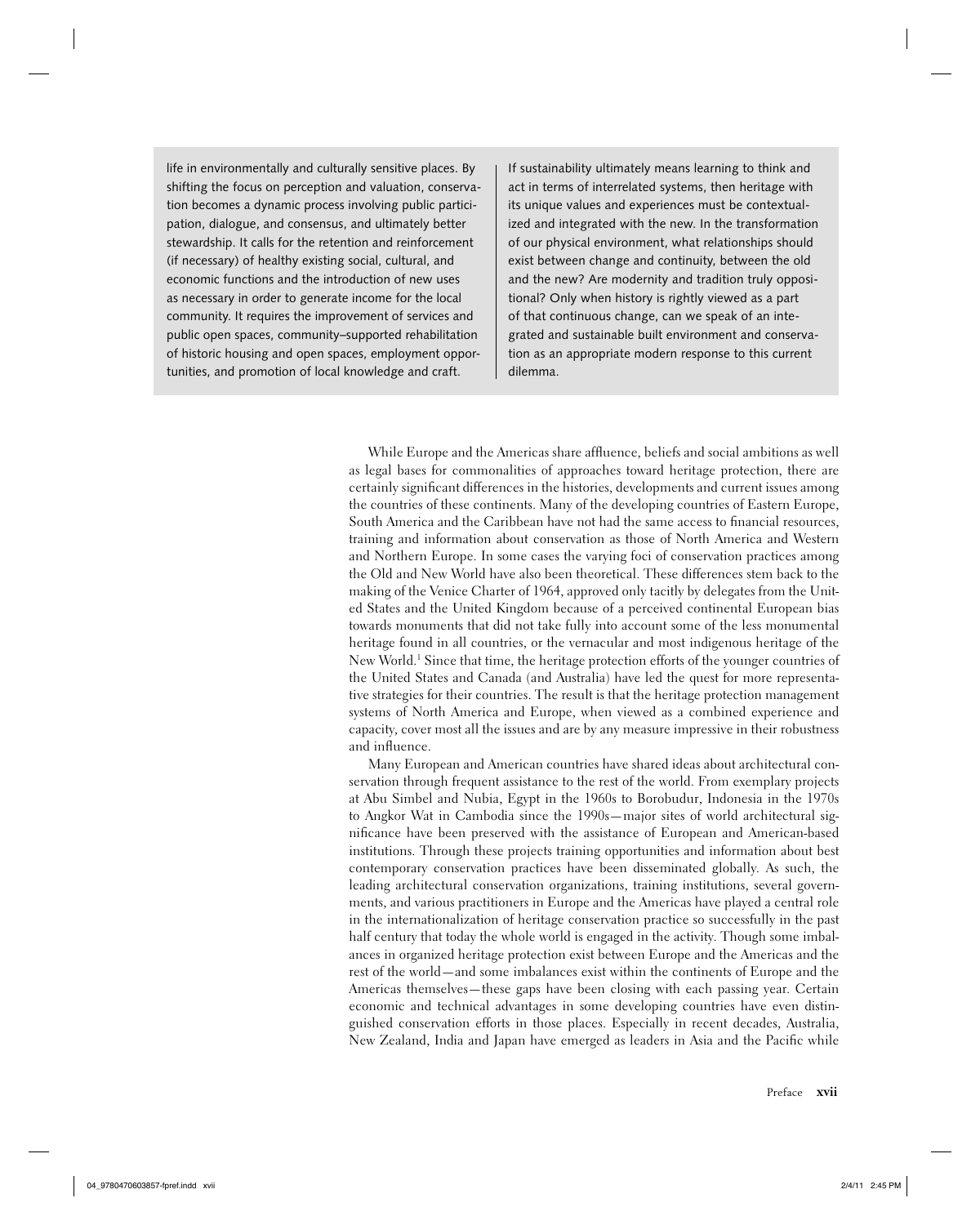life in environmentally and culturally sensitive places. By shifting the focus on perception and valuation, conservation becomes a dynamic process involving public participation, dialogue, and consensus, and ultimately better stewardship. It calls for the retention and reinforcement (if necessary) of healthy existing social, cultural, and economic functions and the introduction of new uses as necessary in order to generate income for the local community. It requires the improvement of services and public open spaces, community–supported rehabilitation of historic housing and open spaces, employment opportunities, and promotion of local knowledge and craft.

If sustainability ultimately means learning to think and act in terms of interrelated systems, then heritage with its unique values and experiences must be contextualized and integrated with the new. In the transformation of our physical environment, what relationships should exist between change and continuity, between the old and the new? Are modernity and tradition truly oppositional? Only when history is rightly viewed as a part of that continuous change, can we speak of an integrated and sustainable built environment and conservation as an appropriate modern response to this current dilemma.

While Europe and the Americas share affluence, beliefs and social ambitions as well as legal bases for commonalities of approaches toward heritage protection, there are certainly significant differences in the histories, developments and current issues among the countries of these continents. Many of the developing countries of Eastern Europe, South America and the Caribbean have not had the same access to financial resources, training and information about conservation as those of North America and Western and Northern Europe. In some cases the varying foci of conservation practices among the Old and New World have also been theoretical. These differences stem back to the making of the Venice Charter of 1964, approved only tacitly by delegates from the United States and the United Kingdom because of a perceived continental European bias towards monuments that did not take fully into account some of the less monumental heritage found in all countries, or the vernacular and most indigenous heritage of the New World.[1] Since that time, the heritage protection efforts of the younger countries of the United States and Canada (and Australia) have led the quest for more representative strategies for their countries. The result is that the heritage protection management systems of North America and Europe, when viewed as a combined experience and capacity, cover most all the issues and are by any measure impressive in their robustness and influence.

Many European and American countries have shared ideas about architectural conservation through frequent assistance to the rest of the world. From exemplary projects at Abu Simbel and Nubia, Egypt in the 1960s to Borobudur, Indonesia in the 1970s to Angkor Wat in Cambodia since the 1990s—major sites of world architectural significance have been preserved with the assistance of European and American-based institutions. Through these projects training opportunities and information about best contemporary conservation practices have been disseminated globally. As such, the leading architectural conservation organizations, training institutions, several governments, and various practitioners in Europe and the Americas have played a central role in the internationalization of heritage conservation practice so successfully in the past half century that today the whole world is engaged in the activity. Though some imbalances in organized heritage protection exist between Europe and the Americas and the rest of the world—and some imbalances exist within the continents of Europe and the Americas themselves—these gaps have been closing with each passing year. Certain economic and technical advantages in some developing countries have even distinguished conservation efforts in those places. Especially in recent decades, Australia, New Zealand, India and Japan have emerged as leaders in Asia and the Pacific while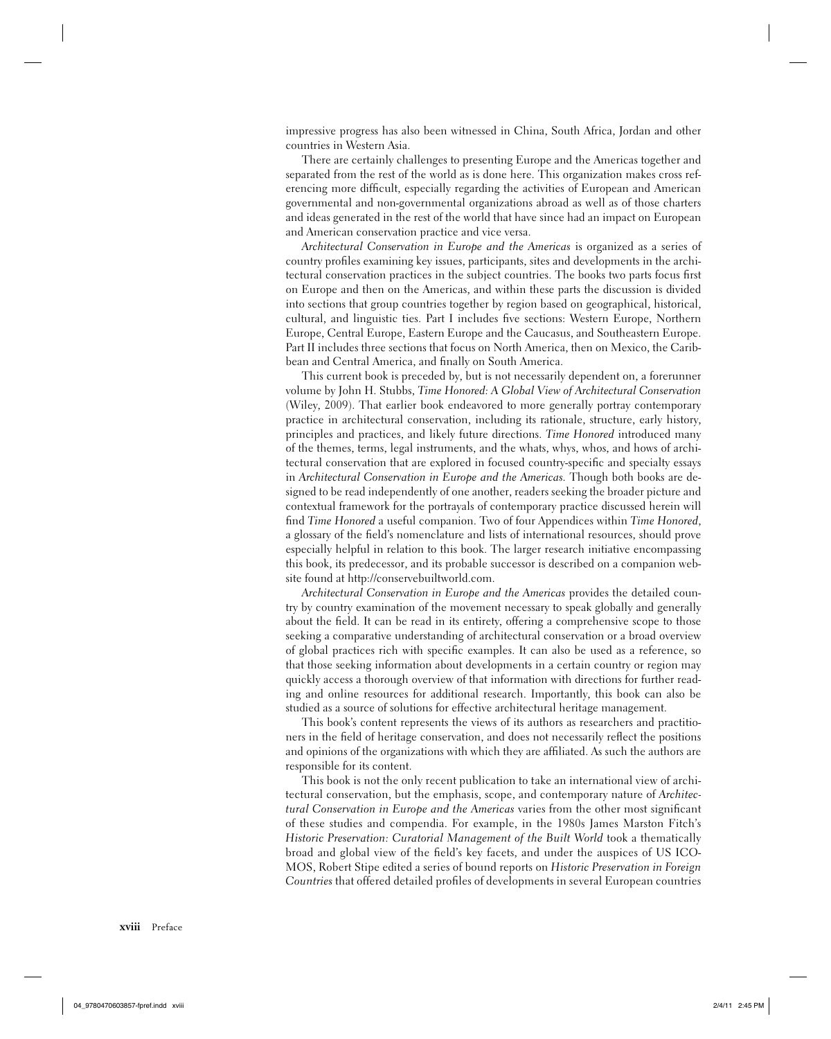impressive progress has also been witnessed in China, South Africa, Jordan and other countries in Western Asia.

There are certainly challenges to presenting Europe and the Americas together and separated from the rest of the world as is done here. This organization makes cross referencing more difficult, especially regarding the activities of European and American governmental and non-governmental organizations abroad as well as of those charters and ideas generated in the rest of the world that have since had an impact on European and American conservation practice and vice versa.

*Architectural Conservation in Europe and the Americas* is organized as a series of country profiles examining key issues, participants, sites and developments in the architectural conservation practices in the subject countries. The books two parts focus first on Europe and then on the Americas, and within these parts the discussion is divided into sections that group countries together by region based on geographical, historical, cultural, and linguistic ties. Part I includes five sections: Western Europe, Northern Europe, Central Europe, Eastern Europe and the Caucasus, and Southeastern Europe. Part II includes three sections that focus on North America, then on Mexico, the Caribbean and Central America, and finally on South America.

This current book is preceded by, but is not necessarily dependent on, a forerunner volume by John H. Stubbs, *Time Honored: A Global View of Architectural Conservation* (Wiley, 2009). That earlier book endeavored to more generally portray contemporary practice in architectural conservation, including its rationale, structure, early history, principles and practices, and likely future directions. *Time Honored* introduced many of the themes, terms, legal instruments, and the whats, whys, whos, and hows of architectural conservation that are explored in focused country-specific and specialty essays in *Architectural Conservation in Europe and the Americas.* Though both books are designed to be read independently of one another, readers seeking the broader picture and contextual framework for the portrayals of contemporary practice discussed herein will find *Time Honored* a useful companion. Two of four Appendices within *Time Honored*, a glossary of the field's nomenclature and lists of international resources, should prove especially helpful in relation to this book. The larger research initiative encompassing this book, its predecessor, and its probable successor is described on a companion website found at http://conservebuiltworld.com.

*Architectural Conservation in Europe and the Americas* provides the detailed country by country examination of the movement necessary to speak globally and generally about the field. It can be read in its entirety, offering a comprehensive scope to those seeking a comparative understanding of architectural conservation or a broad overview of global practices rich with specific examples. It can also be used as a reference, so that those seeking information about developments in a certain country or region may quickly access a thorough overview of that information with directions for further reading and online resources for additional research. Importantly, this book can also be studied as a source of solutions for effective architectural heritage management.

This book's content represents the views of its authors as researchers and practitioners in the field of heritage conservation, and does not necessarily reflect the positions and opinions of the organizations with which they are affiliated. As such the authors are responsible for its content.

This book is not the only recent publication to take an international view of architectural conservation, but the emphasis, scope, and contemporary nature of *Architectural Conservation in Europe and the Americas* varies from the other most significant of these studies and compendia. For example, in the 1980s James Marston Fitch's *Historic Preservation: Curatorial Management of the Built World* took a thematically broad and global view of the field's key facets, and under the auspices of US ICOMOS, Robert Stipe edited a series of bound reports on *Historic Preservation in Foreign Countries* that offered detailed profiles of developments in several European countries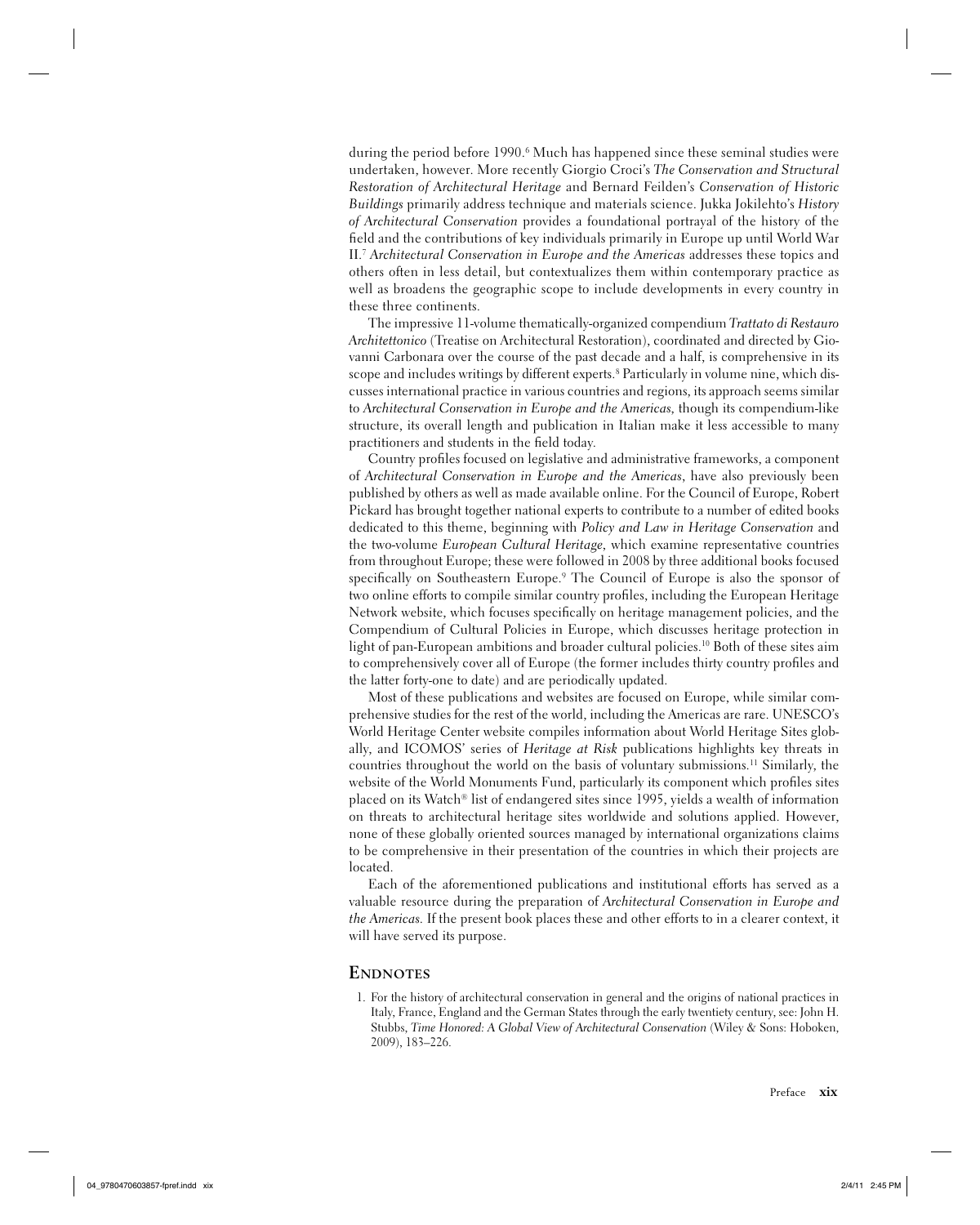during the period before 1990.[6] Much has happened since these seminal studies were undertaken, however. More recently Giorgio Croci's *The Conservation and Structural Restoration of Architectural Heritage* and Bernard Feilden's *Conservation of Historic Buildings* primarily address technique and materials science. Jukka Jokilehto's *History of Architectural Conservation* provides a foundational portrayal of the history of the field and the contributions of key individuals primarily in Europe up until World War II.[7] *Architectural Conservation in Europe and the Americas* addresses these topics and others often in less detail, but contextualizes them within contemporary practice as well as broadens the geographic scope to include developments in every country in these three continents.

The impressive 11-volume thematically-organized compendium *Trattato di Restauro Architettonico* (Treatise on Architectural Restoration), coordinated and directed by Giovanni Carbonara over the course of the past decade and a half, is comprehensive in its scope and includes writings by different experts.[8] Particularly in volume nine, which discusses international practice in various countries and regions, its approach seems similar to *Architectural Conservation in Europe and the Americas*, though its compendium-like structure, its overall length and publication in Italian make it less accessible to many practitioners and students in the field today.

Country profiles focused on legislative and administrative frameworks, a component of *Architectural Conservation in Europe and the Americas*, have also previously been published by others as well as made available online. For the Council of Europe, Robert Pickard has brought together national experts to contribute to a number of edited books dedicated to this theme, beginning with *Policy and Law in Heritage Conservation* and the two-volume *European Cultural Heritage*, which examine representative countries from throughout Europe; these were followed in 2008 by three additional books focused specifically on Southeastern Europe.[9] The Council of Europe is also the sponsor of two online efforts to compile similar country profiles, including the European Heritage Network website, which focuses specifically on heritage management policies, and the Compendium of Cultural Policies in Europe, which discusses heritage protection in light of pan-European ambitions and broader cultural policies.[10] Both of these sites aim to comprehensively cover all of Europe (the former includes thirty country profiles and the latter forty-one to date) and are periodically updated.

Most of these publications and websites are focused on Europe, while similar comprehensive studies for the rest of the world, including the Americas are rare. UNESCO's World Heritage Center website compiles information about World Heritage Sites globally, and ICOMOS' series of *Heritage at Risk* publications highlights key threats in countries throughout the world on the basis of voluntary submissions.[11] Similarly, the website of the World Monuments Fund, particularly its component which profiles sites placed on its Watch® list of endangered sites since 1995, yields a wealth of information on threats to architectural heritage sites worldwide and solutions applied. However, none of these globally oriented sources managed by international organizations claims to be comprehensive in their presentation of the countries in which their projects are located.

Each of the aforementioned publications and institutional efforts has served as a valuable resource during the preparation of *Architectural Conservation in Europe and the Americas*. If the present book places these and other efforts to in a clearer context, it will have served its purpose.

## Endnotes

1. For the history of architectural conservation in general and the origins of national practices in Italy, France, England and the German States through the early twentieth century, see: John H. Stubbs, *Time Honored: A Global View of Architectural Conservation* (Wiley & Sons: Hoboken, 2009), 183–226.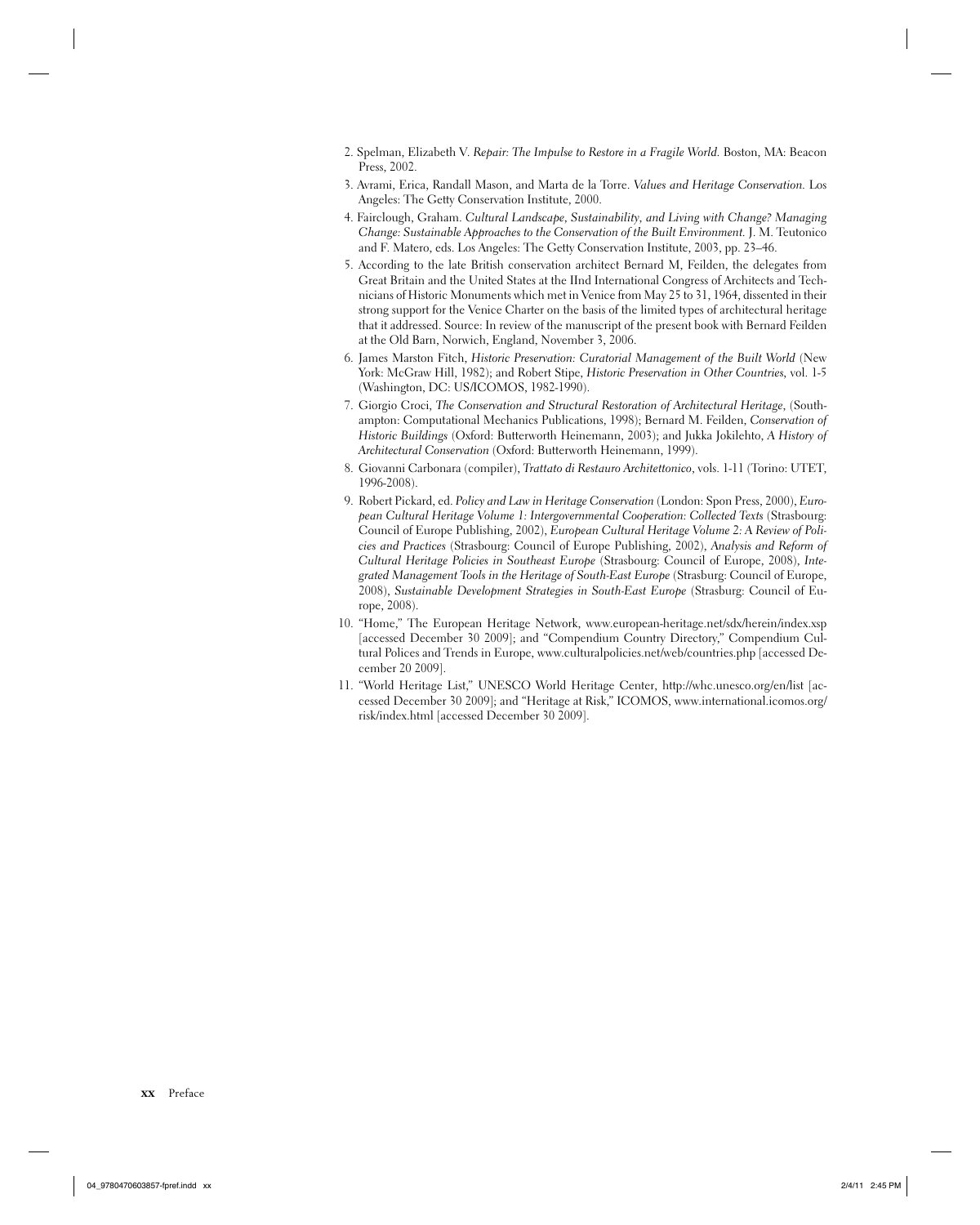2. Spelman, Elizabeth V. *Repair: The Impulse to Restore in a Fragile World.* Boston, MA: Beacon Press, 2002.
3. Avrami, Erica, Randall Mason, and Marta de la Torre. *Values and Heritage Conservation.* Los Angeles: The Getty Conservation Institute, 2000.
4. Fairclough, Graham. *Cultural Landscape, Sustainability, and Living with Change? Managing Change: Sustainable Approaches to the Conservation of the Built Environment.* J. M. Teutonico and F. Matero, eds. Los Angeles: The Getty Conservation Institute, 2003, pp. 23–46.
5. According to the late British conservation architect Bernard M, Feilden, the delegates from Great Britain and the United States at the IInd International Congress of Architects and Technicians of Historic Monuments which met in Venice from May 25 to 31, 1964, dissented in their strong support for the Venice Charter on the basis of the limited types of architectural heritage that it addressed. Source: In review of the manuscript of the present book with Bernard Feilden at the Old Barn, Norwich, England, November 3, 2006.
6. James Marston Fitch, *Historic Preservation: Curatorial Management of the Built World* (New York: McGraw Hill, 1982); and Robert Stipe, *Historic Preservation in Other Countries*, vol. 1-5 (Washington, DC: US/ICOMOS, 1982-1990).
7. Giorgio Croci, *The Conservation and Structural Restoration of Architectural Heritage*, (Southampton: Computational Mechanics Publications, 1998); Bernard M. Feilden, *Conservation of Historic Buildings* (Oxford: Butterworth Heinemann, 2003); and Jukka Jokilehto, *A History of Architectural Conservation* (Oxford: Butterworth Heinemann, 1999).
8. Giovanni Carbonara (compiler), *Trattato di Restauro Architettonico*, vols. 1-11 (Torino: UTET, 1996-2008).
9. Robert Pickard, ed. *Policy and Law in Heritage Conservation* (London: Spon Press, 2000), *European Cultural Heritage Volume 1: Intergovernmental Cooperation: Collected Texts* (Strasbourg: Council of Europe Publishing, 2002), *European Cultural Heritage Volume 2: A Review of Policies and Practices* (Strasbourg: Council of Europe Publishing, 2002), *Analysis and Reform of Cultural Heritage Policies in Southeast Europe* (Strasbourg: Council of Europe, 2008), *Integrated Management Tools in the Heritage of South-East Europe* (Strasburg: Council of Europe, 2008), *Sustainable Development Strategies in South-East Europe* (Strasburg: Council of Europe, 2008).
10. "Home," The European Heritage Network, www.european-heritage.net/sdx/herein/index.xsp [accessed December 30 2009]; and "Compendium Country Directory," Compendium Cultural Polices and Trends in Europe, www.culturalpolicies.net/web/countries.php [accessed December 20 2009].
11. "World Heritage List," UNESCO World Heritage Center, http://whc.unesco.org/en/list [accessed December 30 2009]; and "Heritage at Risk," ICOMOS, www.international.icomos.org/risk/index.html [accessed December 30 2009].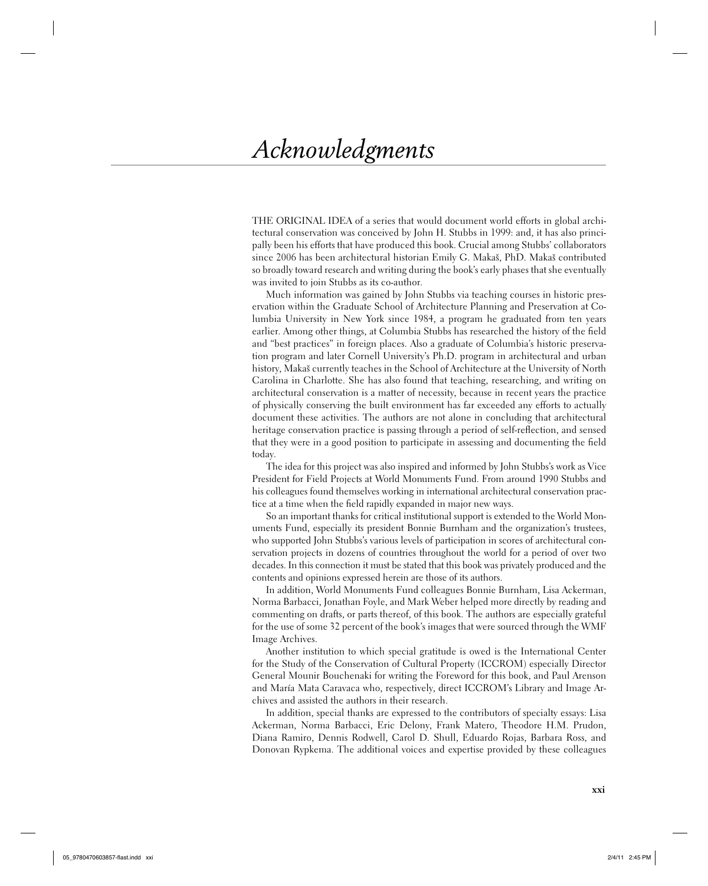# *Acknowledgments*

THE ORIGINAL IDEA of a series that would document world efforts in global architectural conservation was conceived by John H. Stubbs in 1999: and, it has also principally been his efforts that have produced this book. Crucial among Stubbs' collaborators since 2006 has been architectural historian Emily G. Makaš, PhD. Makaš contributed so broadly toward research and writing during the book's early phases that she eventually was invited to join Stubbs as its co-author.

Much information was gained by John Stubbs via teaching courses in historic preservation within the Graduate School of Architecture Planning and Preservation at Columbia University in New York since 1984, a program he graduated from ten years earlier. Among other things, at Columbia Stubbs has researched the history of the field and "best practices" in foreign places. Also a graduate of Columbia's historic preservation program and later Cornell University's Ph.D. program in architectural and urban history, Makaš currently teaches in the School of Architecture at the University of North Carolina in Charlotte. She has also found that teaching, researching, and writing on architectural conservation is a matter of necessity, because in recent years the practice of physically conserving the built environment has far exceeded any efforts to actually document these activities. The authors are not alone in concluding that architectural heritage conservation practice is passing through a period of self-reflection, and sensed that they were in a good position to participate in assessing and documenting the field today.

The idea for this project was also inspired and informed by John Stubbs's work as Vice President for Field Projects at World Monuments Fund. From around 1990 Stubbs and his colleagues found themselves working in international architectural conservation practice at a time when the field rapidly expanded in major new ways.

So an important thanks for critical institutional support is extended to the World Monuments Fund, especially its president Bonnie Burnham and the organization's trustees, who supported John Stubbs's various levels of participation in scores of architectural conservation projects in dozens of countries throughout the world for a period of over two decades. In this connection it must be stated that this book was privately produced and the contents and opinions expressed herein are those of its authors.

In addition, World Monuments Fund colleagues Bonnie Burnham, Lisa Ackerman, Norma Barbacci, Jonathan Foyle, and Mark Weber helped more directly by reading and commenting on drafts, or parts thereof, of this book. The authors are especially grateful for the use of some 32 percent of the book's images that were sourced through the WMF Image Archives.

Another institution to which special gratitude is owed is the International Center for the Study of the Conservation of Cultural Property (ICCROM) especially Director General Mounir Bouchenaki for writing the Foreword for this book, and Paul Arenson and María Mata Caravaca who, respectively, direct ICCROM's Library and Image Archives and assisted the authors in their research.

In addition, special thanks are expressed to the contributors of specialty essays: Lisa Ackerman, Norma Barbacci, Eric Delony, Frank Matero, Theodore H.M. Prudon, Diana Ramiro, Dennis Rodwell, Carol D. Shull, Eduardo Rojas, Barbara Ross, and Donovan Rypkema. The additional voices and expertise provided by these colleagues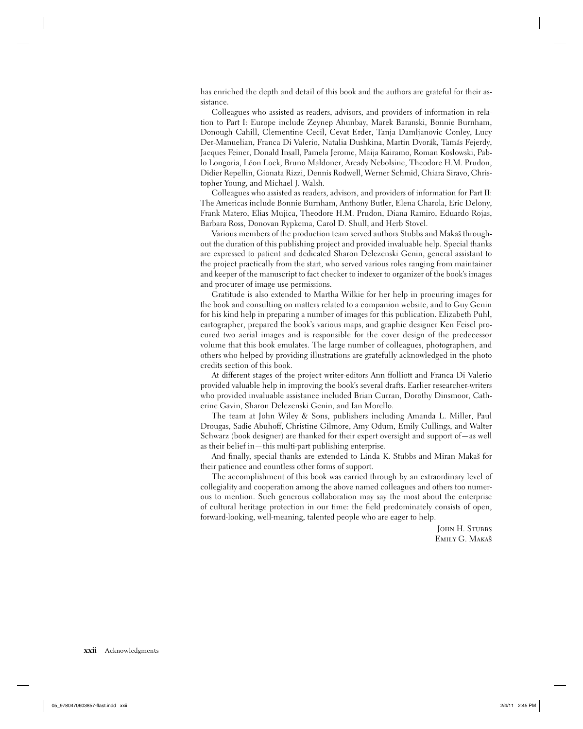has enriched the depth and detail of this book and the authors are grateful for their assistance.

Colleagues who assisted as readers, advisors, and providers of information in relation to Part I: Europe include Zeynep Ahunbay, Marek Baranski, Bonnie Burnham, Donough Cahill, Clementine Cecil, Cevat Erder, Tanja Damljanovic Conley, Lucy Der-Manuelian, Franca Di Valerio, Natalia Dushkina, Martin Dvorák, Tamás Fejerdy, Jacques Feiner, Donald Insall, Pamela Jerome, Maija Kairamo, Roman Koslowski, Pablo Longoria, Léon Lock, Bruno Maldoner, Arcady Nebolsine, Theodore H.M. Prudon, Didier Repellin, Gionata Rizzi, Dennis Rodwell, Werner Schmid, Chiara Siravo, Christopher Young, and Michael J. Walsh.

Colleagues who assisted as readers, advisors, and providers of information for Part II: The Americas include Bonnie Burnham, Anthony Butler, Elena Charola, Eric Delony, Frank Matero, Elias Mujica, Theodore H.M. Prudon, Diana Ramiro, Eduardo Rojas, Barbara Ross, Donovan Rypkema, Carol D. Shull, and Herb Stovel.

Various members of the production team served authors Stubbs and Makaš throughout the duration of this publishing project and provided invaluable help. Special thanks are expressed to patient and dedicated Sharon Delezenski Genin, general assistant to the project practically from the start, who served various roles ranging from maintainer and keeper of the manuscript to fact checker to indexer to organizer of the book's images and procurer of image use permissions.

Gratitude is also extended to Martha Wilkie for her help in procuring images for the book and consulting on matters related to a companion website, and to Guy Genin for his kind help in preparing a number of images for this publication. Elizabeth Puhl, cartographer, prepared the book's various maps, and graphic designer Ken Feisel procured two aerial images and is responsible for the cover design of the predecessor volume that this book emulates. The large number of colleagues, photographers, and others who helped by providing illustrations are gratefully acknowledged in the photo credits section of this book.

At different stages of the project writer-editors Ann ffolliott and Franca Di Valerio provided valuable help in improving the book's several drafts. Earlier researcher-writers who provided invaluable assistance included Brian Curran, Dorothy Dinsmoor, Catherine Gavin, Sharon Delezenski Genin, and Ian Morello.

The team at John Wiley & Sons, publishers including Amanda L. Miller, Paul Drougas, Sadie Abuhoff, Christine Gilmore, Amy Odum, Emily Cullings, and Walter Schwarz (book designer) are thanked for their expert oversight and support of—as well as their belief in—this multi-part publishing enterprise.

And finally, special thanks are extended to Linda K. Stubbs and Miran Makaš for their patience and countless other forms of support.

The accomplishment of this book was carried through by an extraordinary level of collegiality and cooperation among the above named colleagues and others too numerous to mention. Such generous collaboration may say the most about the enterprise of cultural heritage protection in our time: the field predominately consists of open, forward-looking, well-meaning, talented people who are eager to help.

John H. Stubbs
Emily G. Makaš